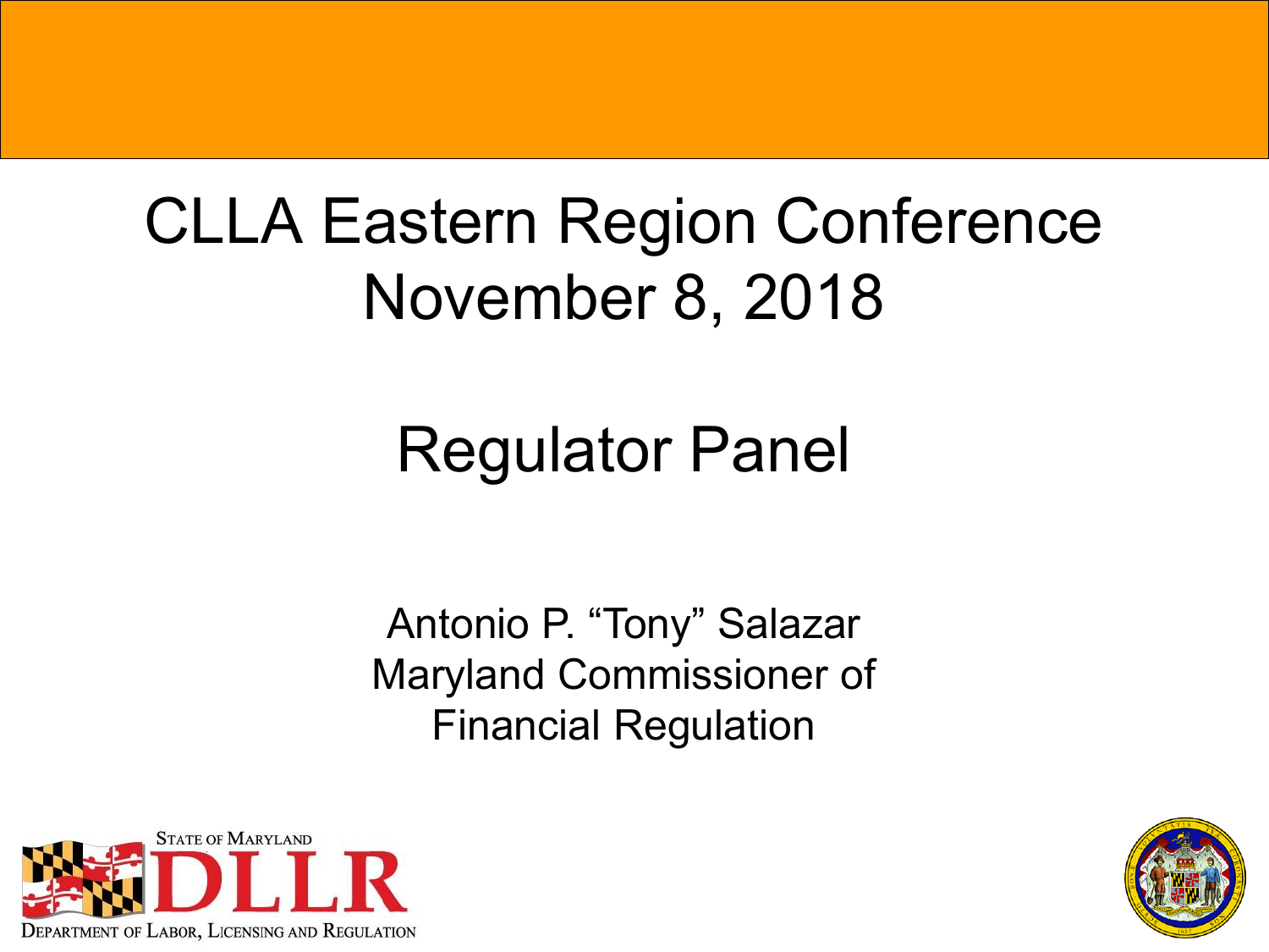# CLLA Eastern Region Conference
# November 8, 2018

## Regulator Panel

Antonio P. "Tony" Salazar
Maryland Commissioner of Financial Regulation

STATE OF MARYLAND
DLLR
DEPARTMENT OF LABOR, LICENSING AND REGULATION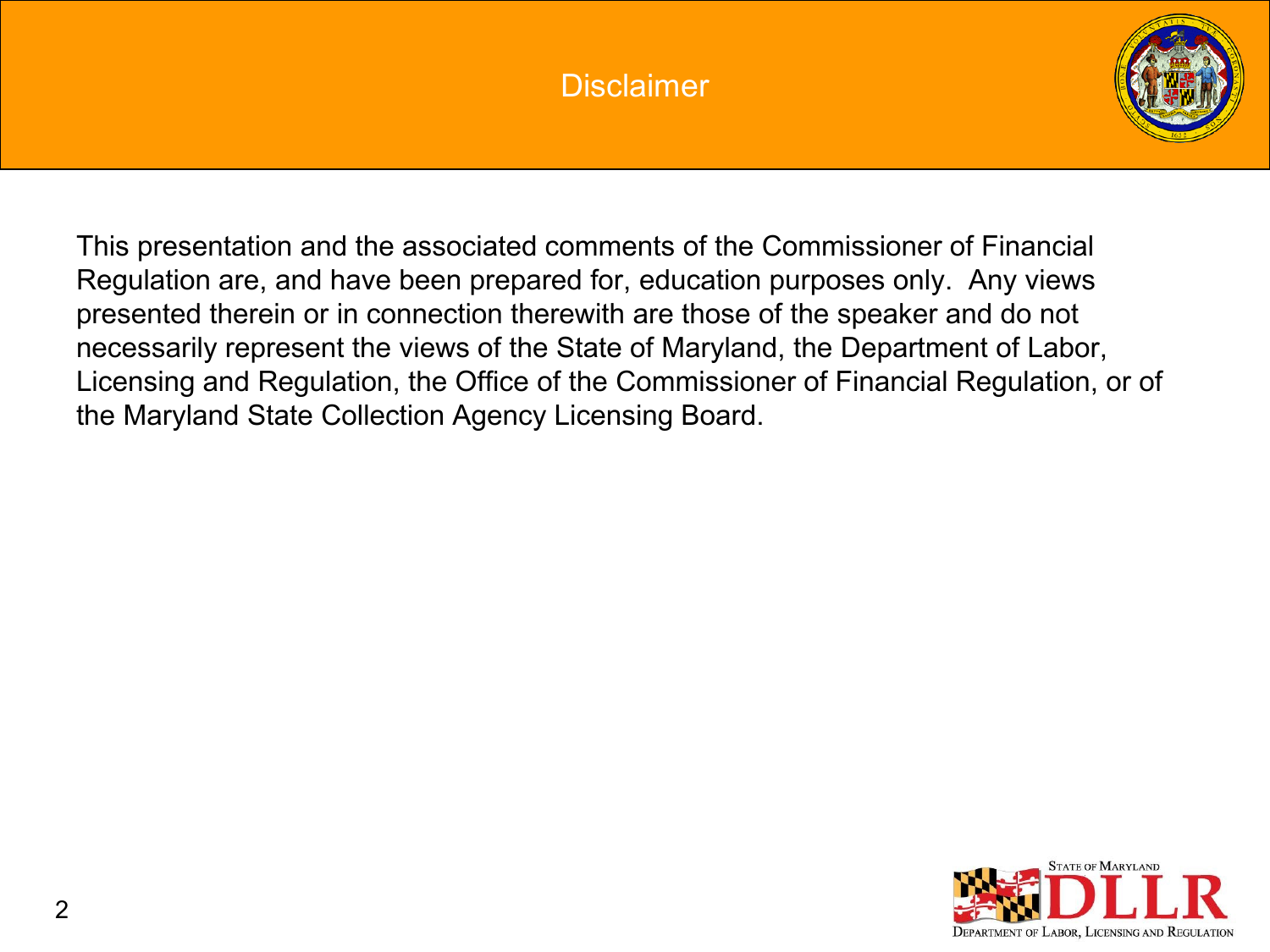# Disclaimer

This presentation and the associated comments of the Commissioner of Financial Regulation are, and have been prepared for, education purposes only. Any views presented therein or in connection therewith are those of the speaker and do not necessarily represent the views of the State of Maryland, the Department of Labor, Licensing and Regulation, the Office of the Commissioner of Financial Regulation, or of the Maryland State Collection Agency Licensing Board.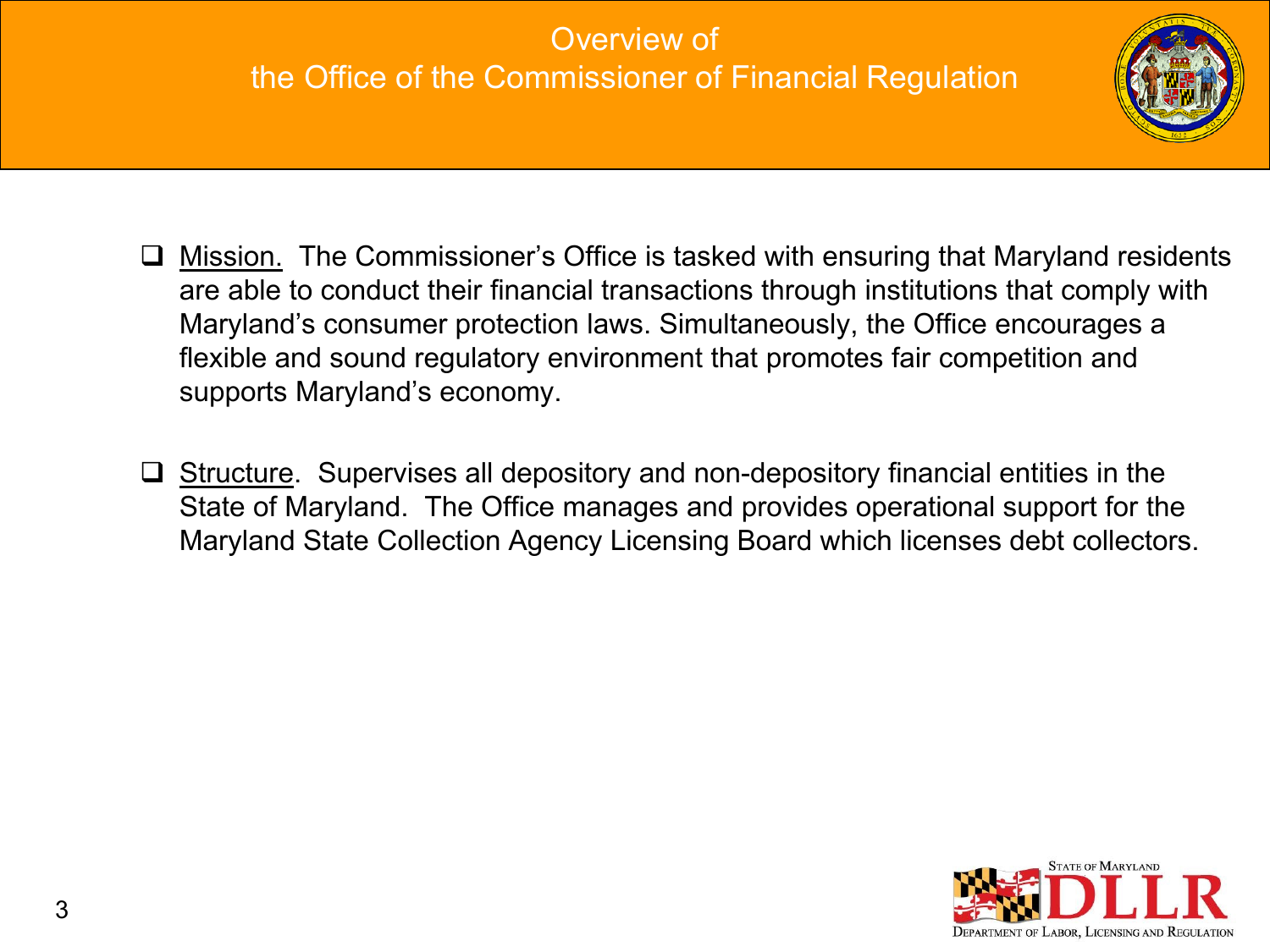# Overview of the Office of the Commissioner of Financial Regulation

- Mission. The Commissioner's Office is tasked with ensuring that Maryland residents are able to conduct their financial transactions through institutions that comply with Maryland's consumer protection laws. Simultaneously, the Office encourages a flexible and sound regulatory environment that promotes fair competition and supports Maryland's economy.

- Structure. Supervises all depository and non-depository financial entities in the State of Maryland. The Office manages and provides operational support for the Maryland State Collection Agency Licensing Board which licenses debt collectors.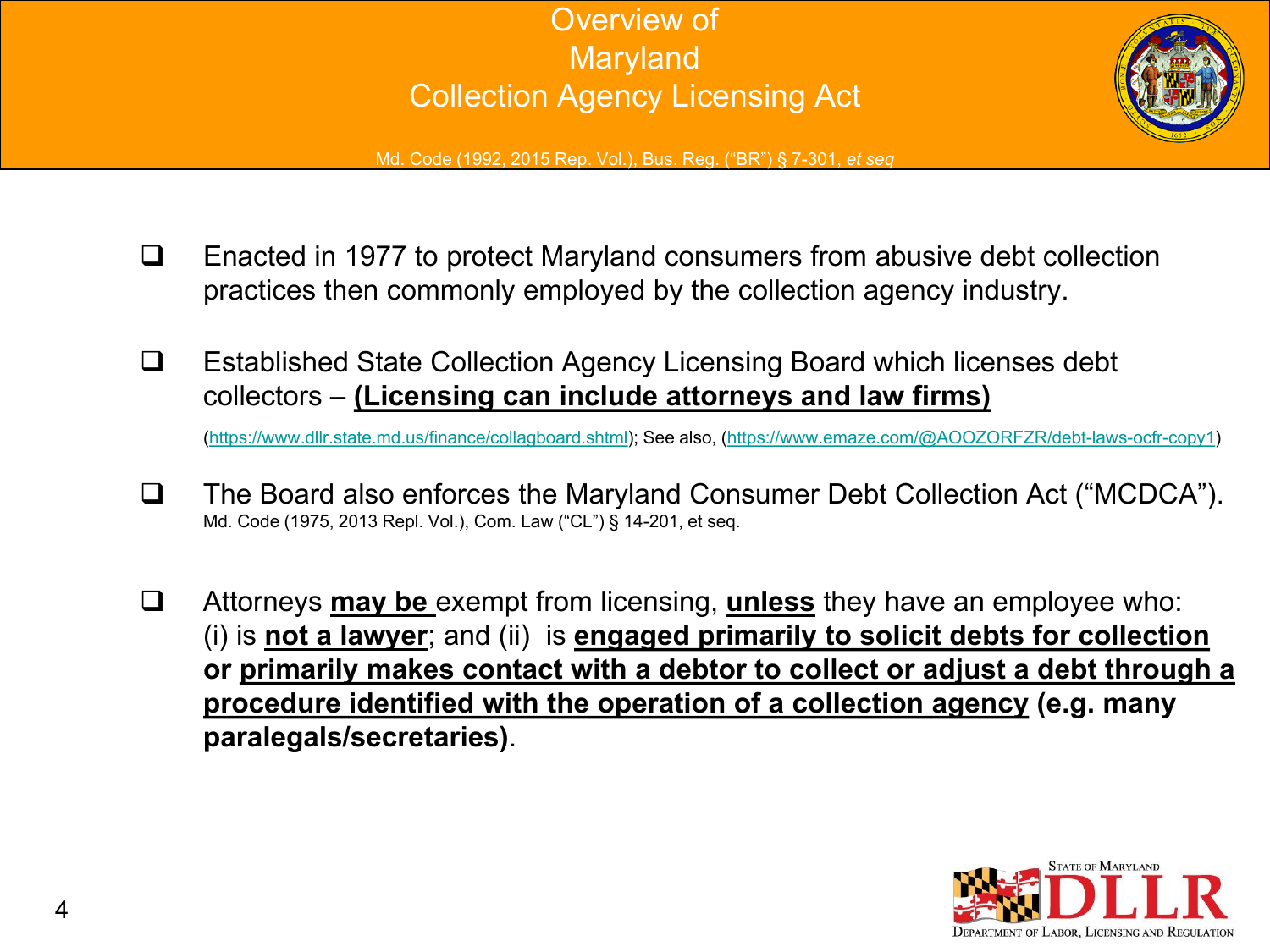# Overview of Maryland Collection Agency Licensing Act

Md. Code (1992, 2015 Rep. Vol.), Bus. Reg. ("BR") § 7-301, *et seq*

- Enacted in 1977 to protect Maryland consumers from abusive debt collection practices then commonly employed by the collection agency industry.

- Established State Collection Agency Licensing Board which licenses debt collectors – **(Licensing can include attorneys and law firms)**

  (https://www.dllr.state.md.us/finance/collagboard.shtml); See also, (https://www.emaze.com/@AOOZORFZR/debt-laws-ocfr-copy1)

- The Board also enforces the Maryland Consumer Debt Collection Act ("MCDCA"). Md. Code (1975, 2013 Repl. Vol.), Com. Law ("CL") § 14-201, et seq.

- Attorneys **may be** exempt from licensing, **unless** they have an employee who: (i) is **not a lawyer**; and (ii) is **engaged primarily to solicit debts for collection or primarily makes contact with a debtor to collect or adjust a debt through a procedure identified with the operation of a collection agency (e.g. many paralegals/secretaries)**.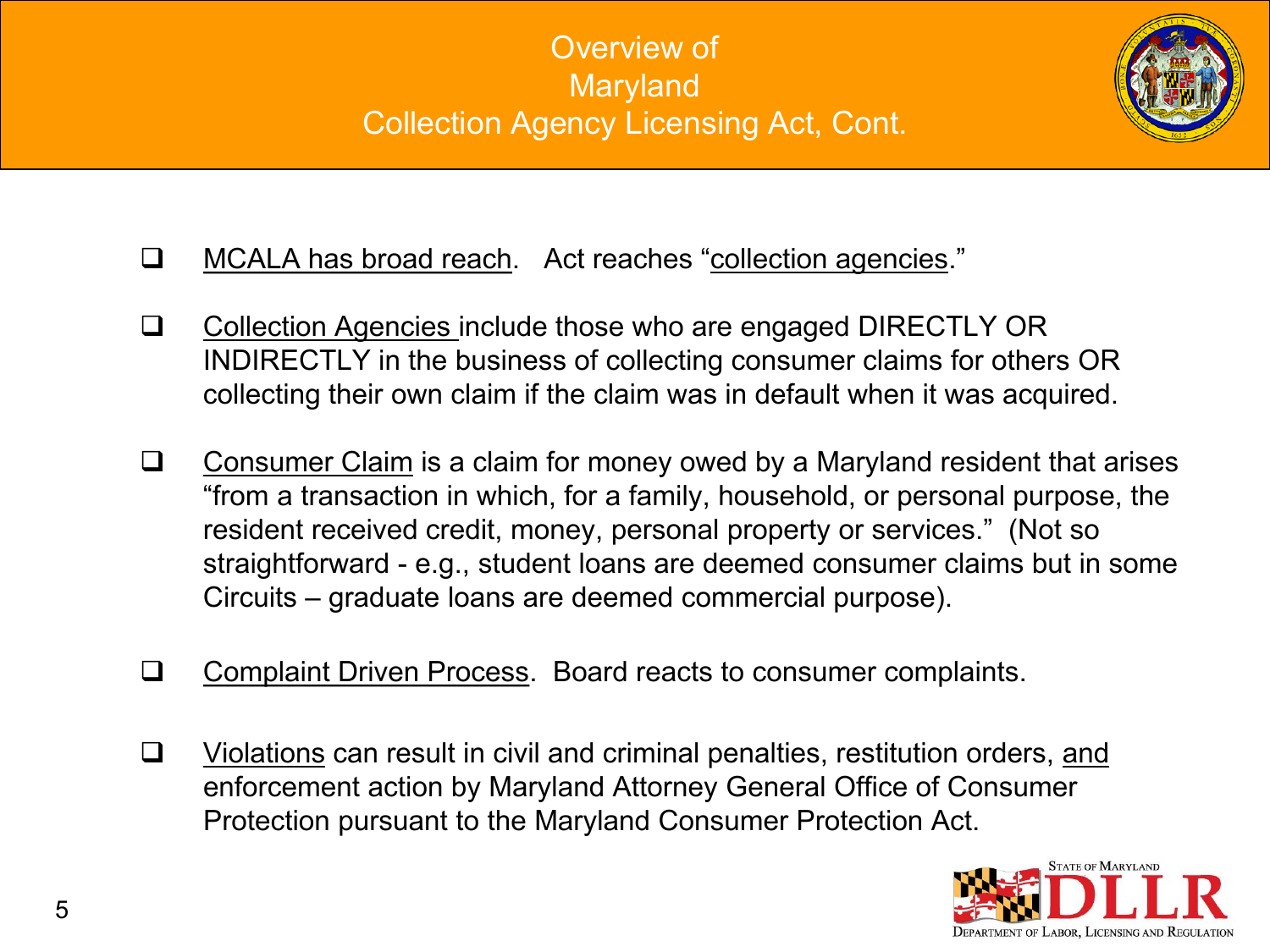# Overview of Maryland Collection Agency Licensing Act, Cont.

- MCALA has broad reach. Act reaches "collection agencies."
- Collection Agencies include those who are engaged DIRECTLY OR INDIRECTLY in the business of collecting consumer claims for others OR collecting their own claim if the claim was in default when it was acquired.
- Consumer Claim is a claim for money owed by a Maryland resident that arises "from a transaction in which, for a family, household, or personal purpose, the resident received credit, money, personal property or services." (Not so straightforward - e.g., student loans are deemed consumer claims but in some Circuits – graduate loans are deemed commercial purpose).
- Complaint Driven Process. Board reacts to consumer complaints.
- Violations can result in civil and criminal penalties, restitution orders, and enforcement action by Maryland Attorney General Office of Consumer Protection pursuant to the Maryland Consumer Protection Act.

State of Maryland DLLR Department of Labor, Licensing and Regulation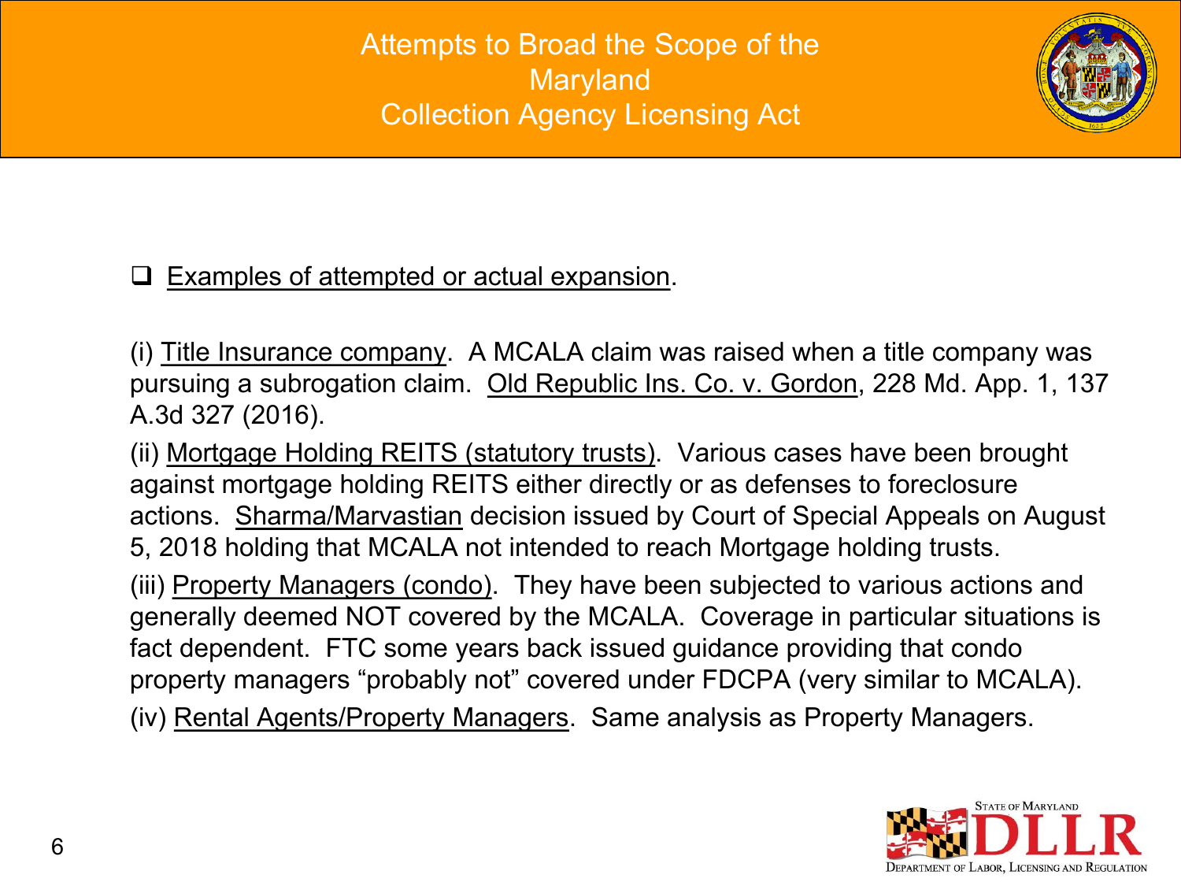# Attempts to Broad the Scope of the Maryland Collection Agency Licensing Act

- Examples of attempted or actual expansion.

(i) Title Insurance company. A MCALA claim was raised when a title company was pursuing a subrogation claim. Old Republic Ins. Co. v. Gordon, 228 Md. App. 1, 137 A.3d 327 (2016).

(ii) Mortgage Holding REITS (statutory trusts). Various cases have been brought against mortgage holding REITS either directly or as defenses to foreclosure actions. Sharma/Marvastian decision issued by Court of Special Appeals on August 5, 2018 holding that MCALA not intended to reach Mortgage holding trusts.

(iii) Property Managers (condo). They have been subjected to various actions and generally deemed NOT covered by the MCALA. Coverage in particular situations is fact dependent. FTC some years back issued guidance providing that condo property managers "probably not" covered under FDCPA (very similar to MCALA).

(iv) Rental Agents/Property Managers. Same analysis as Property Managers.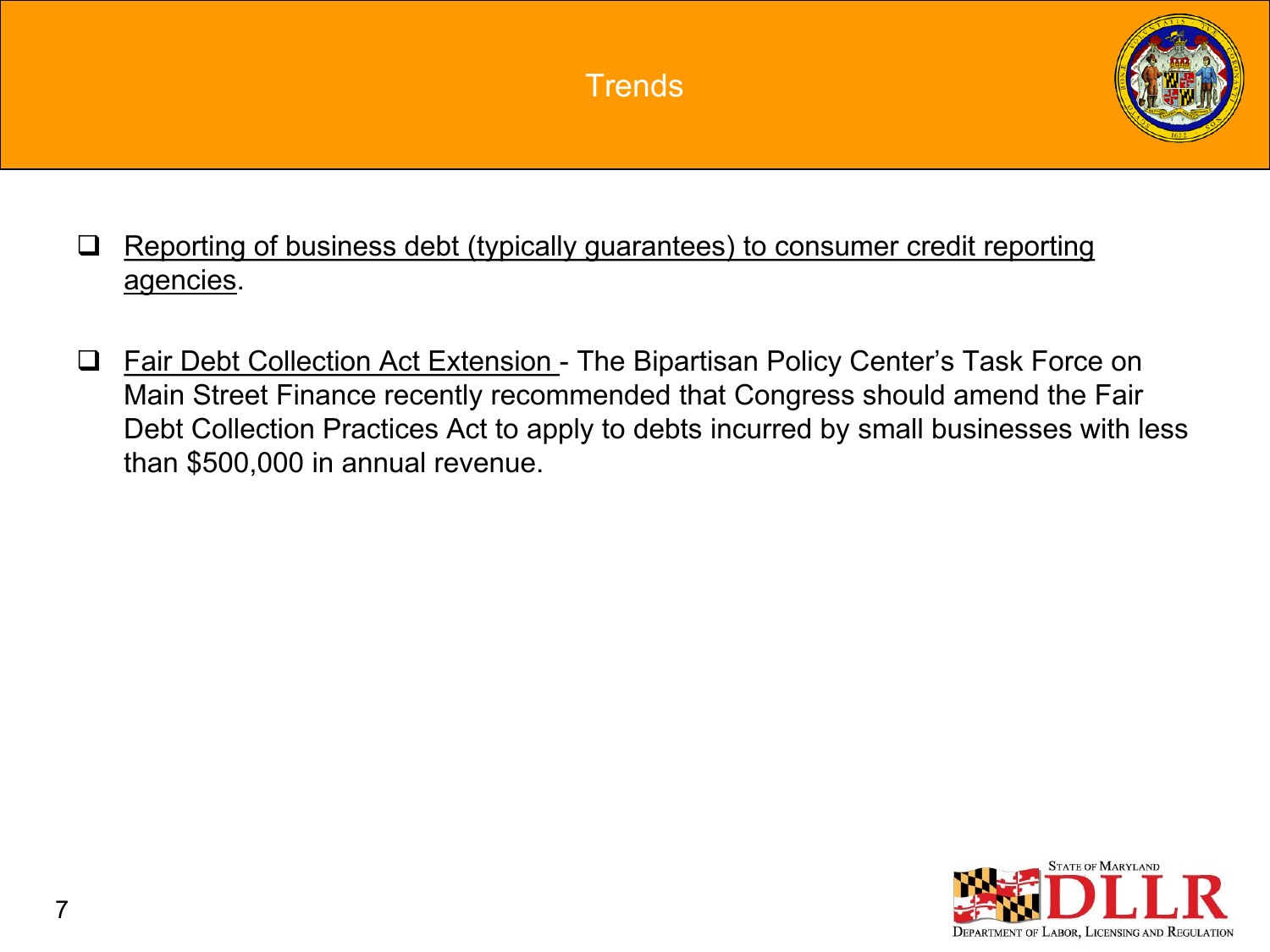# Trends

- Reporting of business debt (typically guarantees) to consumer credit reporting agencies.

- Fair Debt Collection Act Extension - The Bipartisan Policy Center's Task Force on Main Street Finance recently recommended that Congress should amend the Fair Debt Collection Practices Act to apply to debts incurred by small businesses with less than $500,000 in annual revenue.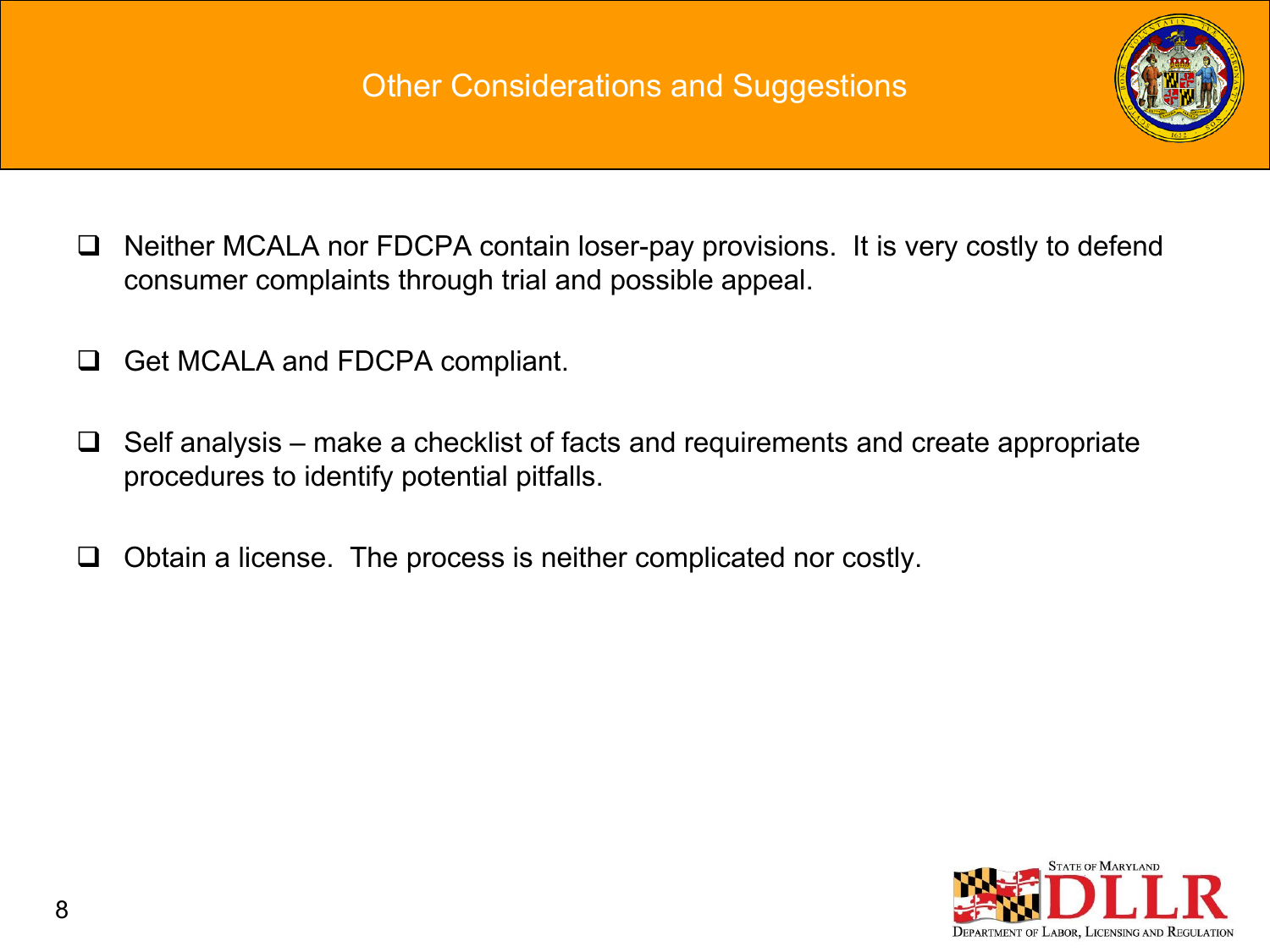# Other Considerations and Suggestions

- Neither MCALA nor FDCPA contain loser-pay provisions. It is very costly to defend consumer complaints through trial and possible appeal.
- Get MCALA and FDCPA compliant.
- Self analysis – make a checklist of facts and requirements and create appropriate procedures to identify potential pitfalls.
- Obtain a license. The process is neither complicated nor costly.